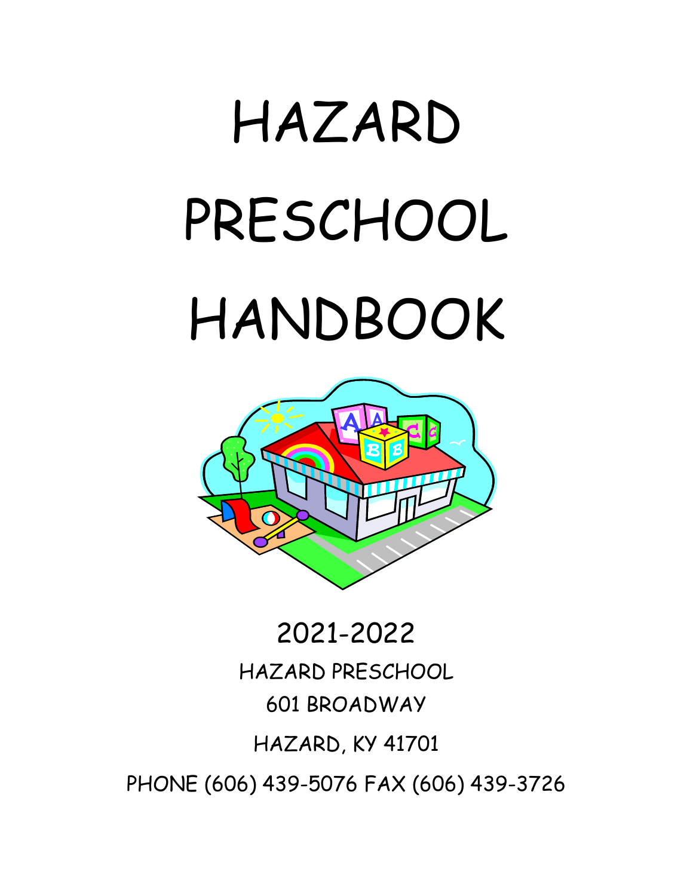# HAZARD PRESCHOOL HANDBOOK

2021-2022

HAZARD PRESCHOOL

601 BROADWAY

HAZARD, KY 41701

PHONE (606) 439-5076 FAX (606) 439-3726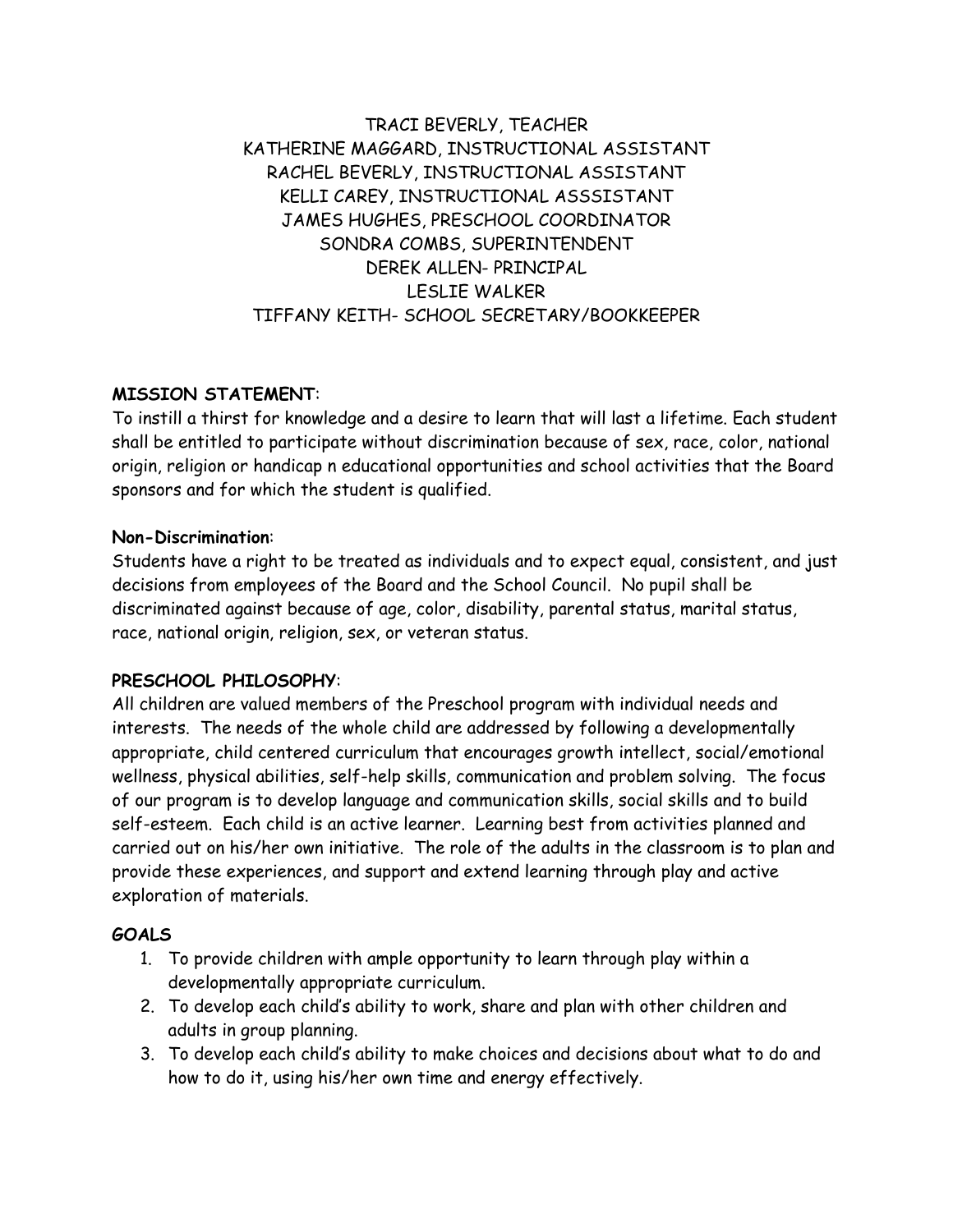TRACI BEVERLY, TEACHER
KATHERINE MAGGARD, INSTRUCTIONAL ASSISTANT
RACHEL BEVERLY, INSTRUCTIONAL ASSISTANT
KELLI CAREY, INSTRUCTIONAL ASSSISTANT
JAMES HUGHES, PRESCHOOL COORDINATOR
SONDRA COMBS, SUPERINTENDENT
DEREK ALLEN- PRINCIPAL
LESLIE WALKER
TIFFANY KEITH- SCHOOL SECRETARY/BOOKKEEPER

**MISSION STATEMENT**:
To instill a thirst for knowledge and a desire to learn that will last a lifetime. Each student shall be entitled to participate without discrimination because of sex, race, color, national origin, religion or handicap n educational opportunities and school activities that the Board sponsors and for which the student is qualified.

**Non-Discrimination**:
Students have a right to be treated as individuals and to expect equal, consistent, and just decisions from employees of the Board and the School Council. No pupil shall be discriminated against because of age, color, disability, parental status, marital status, race, national origin, religion, sex, or veteran status.

**PRESCHOOL PHILOSOPHY**:
All children are valued members of the Preschool program with individual needs and interests. The needs of the whole child are addressed by following a developmentally appropriate, child centered curriculum that encourages growth intellect, social/emotional wellness, physical abilities, self-help skills, communication and problem solving. The focus of our program is to develop language and communication skills, social skills and to build self-esteem. Each child is an active learner. Learning best from activities planned and carried out on his/her own initiative. The role of the adults in the classroom is to plan and provide these experiences, and support and extend learning through play and active exploration of materials.

**GOALS**

1. To provide children with ample opportunity to learn through play within a developmentally appropriate curriculum.
2. To develop each child's ability to work, share and plan with other children and adults in group planning.
3. To develop each child's ability to make choices and decisions about what to do and how to do it, using his/her own time and energy effectively.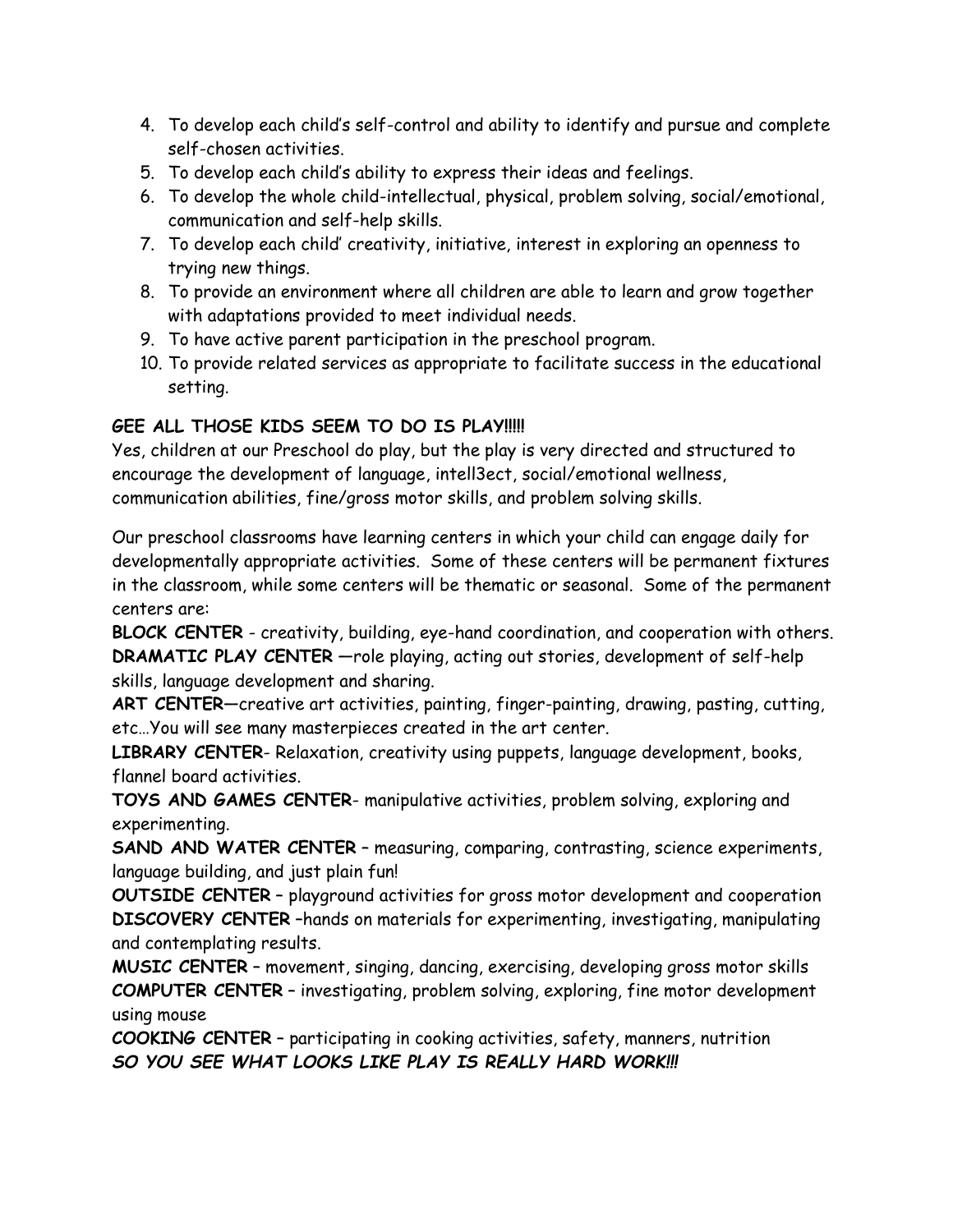4. To develop each child's self-control and ability to identify and pursue and complete self-chosen activities.
5. To develop each child's ability to express their ideas and feelings.
6. To develop the whole child-intellectual, physical, problem solving, social/emotional, communication and self-help skills.
7. To develop each child' creativity, initiative, interest in exploring an openness to trying new things.
8. To provide an environment where all children are able to learn and grow together with adaptations provided to meet individual needs.
9. To have active parent participation in the preschool program.
10. To provide related services as appropriate to facilitate success in the educational setting.

**GEE ALL THOSE KIDS SEEM TO DO IS PLAY!!!!!**

Yes, children at our Preschool do play, but the play is very directed and structured to encourage the development of language, intell3ect, social/emotional wellness, communication abilities, fine/gross motor skills, and problem solving skills.

Our preschool classrooms have learning centers in which your child can engage daily for developmentally appropriate activities. Some of these centers will be permanent fixtures in the classroom, while some centers will be thematic or seasonal. Some of the permanent centers are:

**BLOCK CENTER** - creativity, building, eye-hand coordination, and cooperation with others.
**DRAMATIC PLAY CENTER** —role playing, acting out stories, development of self-help skills, language development and sharing.
**ART CENTER**—creative art activities, painting, finger-painting, drawing, pasting, cutting, etc…You will see many masterpieces created in the art center.
**LIBRARY CENTER**- Relaxation, creativity using puppets, language development, books, flannel board activities.
**TOYS AND GAMES CENTER**- manipulative activities, problem solving, exploring and experimenting.
**SAND AND WATER CENTER** – measuring, comparing, contrasting, science experiments, language building, and just plain fun!
**OUTSIDE CENTER** – playground activities for gross motor development and cooperation
**DISCOVERY CENTER** –hands on materials for experimenting, investigating, manipulating and contemplating results.
**MUSIC CENTER** – movement, singing, dancing, exercising, developing gross motor skills
**COMPUTER CENTER** – investigating, problem solving, exploring, fine motor development using mouse
**COOKING CENTER** – participating in cooking activities, safety, manners, nutrition
***SO YOU SEE WHAT LOOKS LIKE PLAY IS REALLY HARD WORK!!!***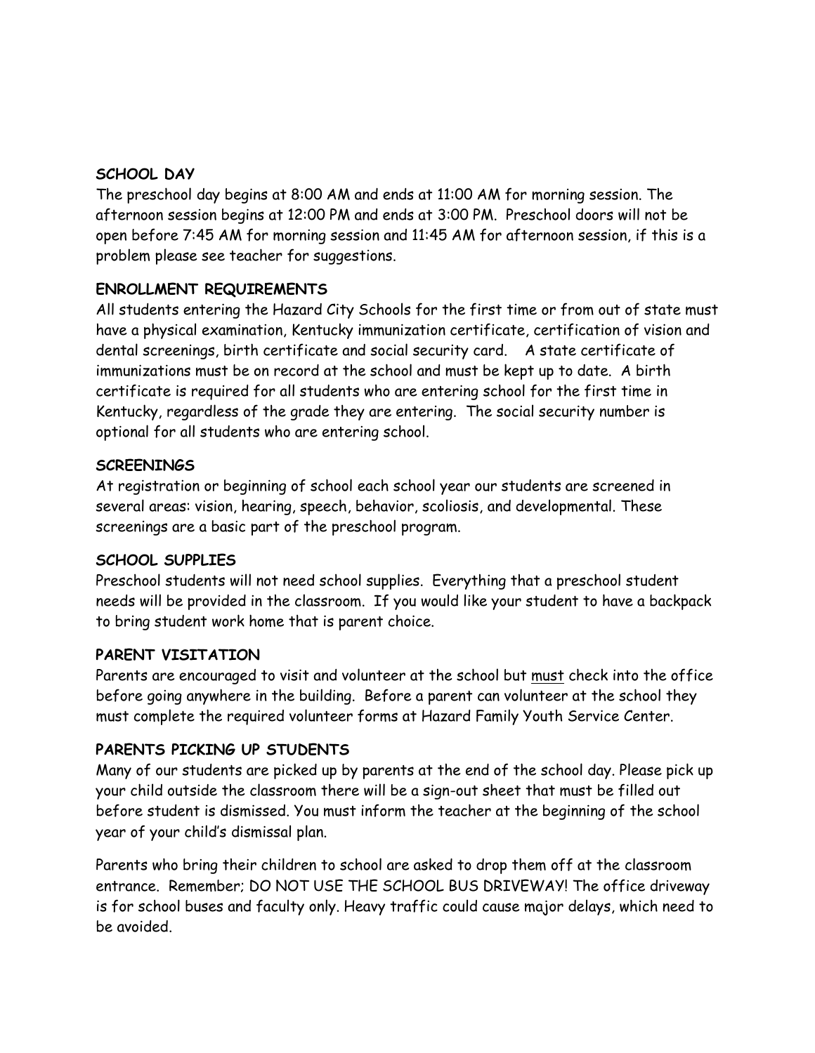## SCHOOL DAY

The preschool day begins at 8:00 AM and ends at 11:00 AM for morning session. The afternoon session begins at 12:00 PM and ends at 3:00 PM. Preschool doors will not be open before 7:45 AM for morning session and 11:45 AM for afternoon session, if this is a problem please see teacher for suggestions.

## ENROLLMENT REQUIREMENTS

All students entering the Hazard City Schools for the first time or from out of state must have a physical examination, Kentucky immunization certificate, certification of vision and dental screenings, birth certificate and social security card. A state certificate of immunizations must be on record at the school and must be kept up to date. A birth certificate is required for all students who are entering school for the first time in Kentucky, regardless of the grade they are entering. The social security number is optional for all students who are entering school.

## SCREENINGS

At registration or beginning of school each school year our students are screened in several areas: vision, hearing, speech, behavior, scoliosis, and developmental. These screenings are a basic part of the preschool program.

## SCHOOL SUPPLIES

Preschool students will not need school supplies. Everything that a preschool student needs will be provided in the classroom. If you would like your student to have a backpack to bring student work home that is parent choice.

## PARENT VISITATION

Parents are encouraged to visit and volunteer at the school but <u>must</u> check into the office before going anywhere in the building. Before a parent can volunteer at the school they must complete the required volunteer forms at Hazard Family Youth Service Center.

## PARENTS PICKING UP STUDENTS

Many of our students are picked up by parents at the end of the school day. Please pick up your child outside the classroom there will be a sign-out sheet that must be filled out before student is dismissed. You must inform the teacher at the beginning of the school year of your child's dismissal plan.

Parents who bring their children to school are asked to drop them off at the classroom entrance. Remember; DO NOT USE THE SCHOOL BUS DRIVEWAY! The office driveway is for school buses and faculty only. Heavy traffic could cause major delays, which need to be avoided.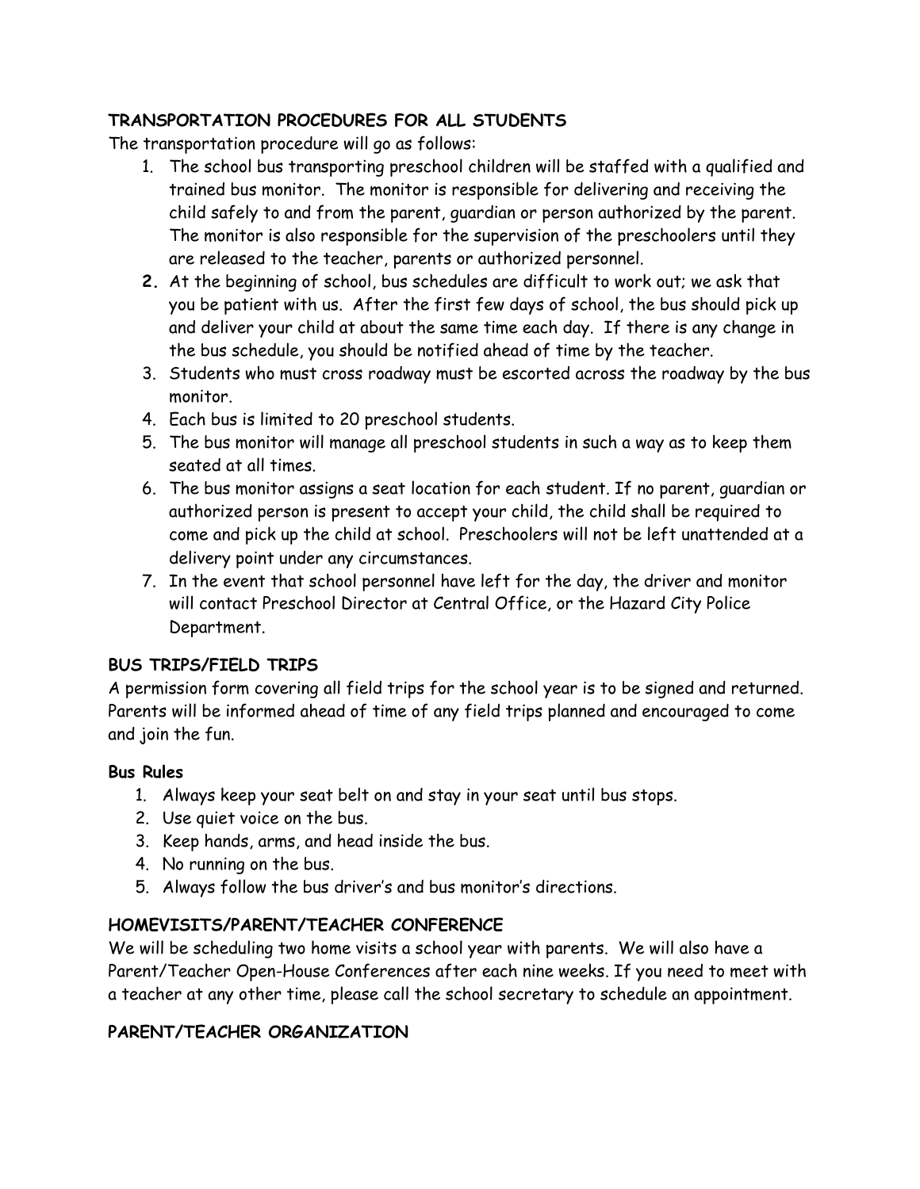**TRANSPORTATION PROCEDURES FOR ALL STUDENTS**

The transportation procedure will go as follows:

1. The school bus transporting preschool children will be staffed with a qualified and trained bus monitor. The monitor is responsible for delivering and receiving the child safely to and from the parent, guardian or person authorized by the parent. The monitor is also responsible for the supervision of the preschoolers until they are released to the teacher, parents or authorized personnel.
2. At the beginning of school, bus schedules are difficult to work out; we ask that you be patient with us. After the first few days of school, the bus should pick up and deliver your child at about the same time each day. If there is any change in the bus schedule, you should be notified ahead of time by the teacher.
3. Students who must cross roadway must be escorted across the roadway by the bus monitor.
4. Each bus is limited to 20 preschool students.
5. The bus monitor will manage all preschool students in such a way as to keep them seated at all times.
6. The bus monitor assigns a seat location for each student. If no parent, guardian or authorized person is present to accept your child, the child shall be required to come and pick up the child at school. Preschoolers will not be left unattended at a delivery point under any circumstances.
7. In the event that school personnel have left for the day, the driver and monitor will contact Preschool Director at Central Office, or the Hazard City Police Department.

**BUS TRIPS/FIELD TRIPS**

A permission form covering all field trips for the school year is to be signed and returned. Parents will be informed ahead of time of any field trips planned and encouraged to come and join the fun.

**Bus Rules**

1. Always keep your seat belt on and stay in your seat until bus stops.
2. Use quiet voice on the bus.
3. Keep hands, arms, and head inside the bus.
4. No running on the bus.
5. Always follow the bus driver's and bus monitor's directions.

**HOMEVISITS/PARENT/TEACHER CONFERENCE**

We will be scheduling two home visits a school year with parents. We will also have a Parent/Teacher Open-House Conferences after each nine weeks. If you need to meet with a teacher at any other time, please call the school secretary to schedule an appointment.

**PARENT/TEACHER ORGANIZATION**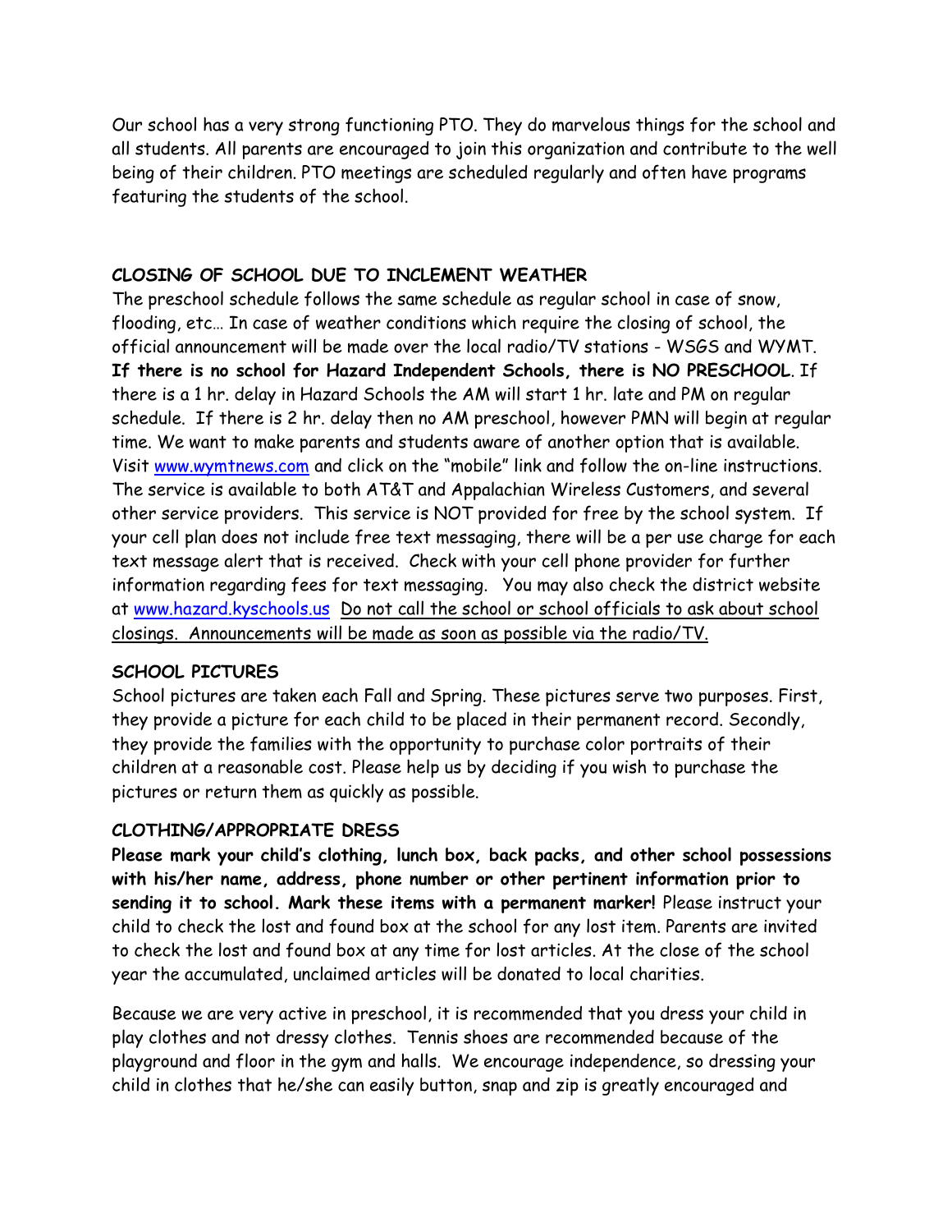Our school has a very strong functioning PTO. They do marvelous things for the school and all students. All parents are encouraged to join this organization and contribute to the well being of their children. PTO meetings are scheduled regularly and often have programs featuring the students of the school.

## CLOSING OF SCHOOL DUE TO INCLEMENT WEATHER

The preschool schedule follows the same schedule as regular school in case of snow, flooding, etc… In case of weather conditions which require the closing of school, the official announcement will be made over the local radio/TV stations - WSGS and WYMT. **If there is no school for Hazard Independent Schools, there is NO PRESCHOOL**. If there is a 1 hr. delay in Hazard Schools the AM will start 1 hr. late and PM on regular schedule. If there is 2 hr. delay then no AM preschool, however PMN will begin at regular time. We want to make parents and students aware of another option that is available. Visit www.wymtnews.com and click on the "mobile" link and follow the on-line instructions. The service is available to both AT&T and Appalachian Wireless Customers, and several other service providers. This service is NOT provided for free by the school system. If your cell plan does not include free text messaging, there will be a per use charge for each text message alert that is received. Check with your cell phone provider for further information regarding fees for text messaging. You may also check the district website at www.hazard.kyschools.us <u>Do not call the school or school officials to ask about school closings. Announcements will be made as soon as possible via the radio/TV.</u>

## SCHOOL PICTURES

School pictures are taken each Fall and Spring. These pictures serve two purposes. First, they provide a picture for each child to be placed in their permanent record. Secondly, they provide the families with the opportunity to purchase color portraits of their children at a reasonable cost. Please help us by deciding if you wish to purchase the pictures or return them as quickly as possible.

## CLOTHING/APPROPRIATE DRESS

**Please mark your child's clothing, lunch box, back packs, and other school possessions with his/her name, address, phone number or other pertinent information prior to sending it to school. Mark these items with a permanent marker!** Please instruct your child to check the lost and found box at the school for any lost item. Parents are invited to check the lost and found box at any time for lost articles. At the close of the school year the accumulated, unclaimed articles will be donated to local charities.

Because we are very active in preschool, it is recommended that you dress your child in play clothes and not dressy clothes. Tennis shoes are recommended because of the playground and floor in the gym and halls. We encourage independence, so dressing your child in clothes that he/she can easily button, snap and zip is greatly encouraged and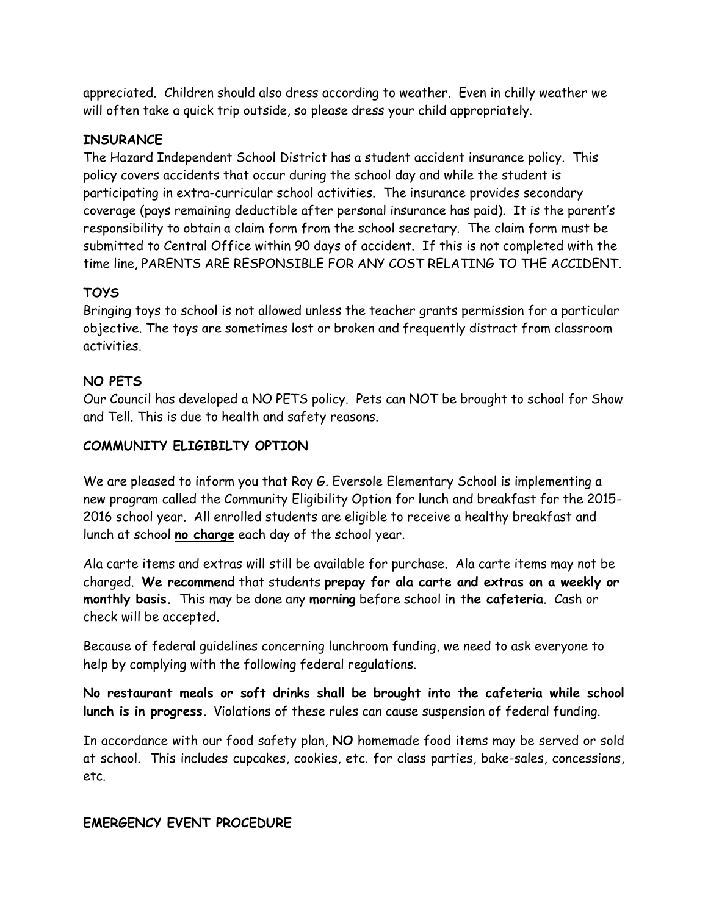appreciated. Children should also dress according to weather. Even in chilly weather we will often take a quick trip outside, so please dress your child appropriately.

**INSURANCE**

The Hazard Independent School District has a student accident insurance policy. This policy covers accidents that occur during the school day and while the student is participating in extra-curricular school activities. The insurance provides secondary coverage (pays remaining deductible after personal insurance has paid). It is the parent's responsibility to obtain a claim form from the school secretary. The claim form must be submitted to Central Office within 90 days of accident. If this is not completed with the time line, PARENTS ARE RESPONSIBLE FOR ANY COST RELATING TO THE ACCIDENT.

**TOYS**

Bringing toys to school is not allowed unless the teacher grants permission for a particular objective. The toys are sometimes lost or broken and frequently distract from classroom activities.

**NO PETS**

Our Council has developed a NO PETS policy. Pets can NOT be brought to school for Show and Tell. This is due to health and safety reasons.

**COMMUNITY ELIGIBILTY OPTION**

We are pleased to inform you that Roy G. Eversole Elementary School is implementing a new program called the Community Eligibility Option for lunch and breakfast for the 2015-2016 school year. All enrolled students are eligible to receive a healthy breakfast and lunch at school **no charge** each day of the school year.

Ala carte items and extras will still be available for purchase. Ala carte items may not be charged. **We recommend** that students **prepay for ala carte and extras on a weekly or monthly basis.** This may be done any **morning** before school **in the cafeteria**. Cash or check will be accepted.

Because of federal guidelines concerning lunchroom funding, we need to ask everyone to help by complying with the following federal regulations.

**No restaurant meals or soft drinks shall be brought into the cafeteria while school lunch is in progress.** Violations of these rules can cause suspension of federal funding.

In accordance with our food safety plan, **NO** homemade food items may be served or sold at school. This includes cupcakes, cookies, etc. for class parties, bake-sales, concessions, etc.

**EMERGENCY EVENT PROCEDURE**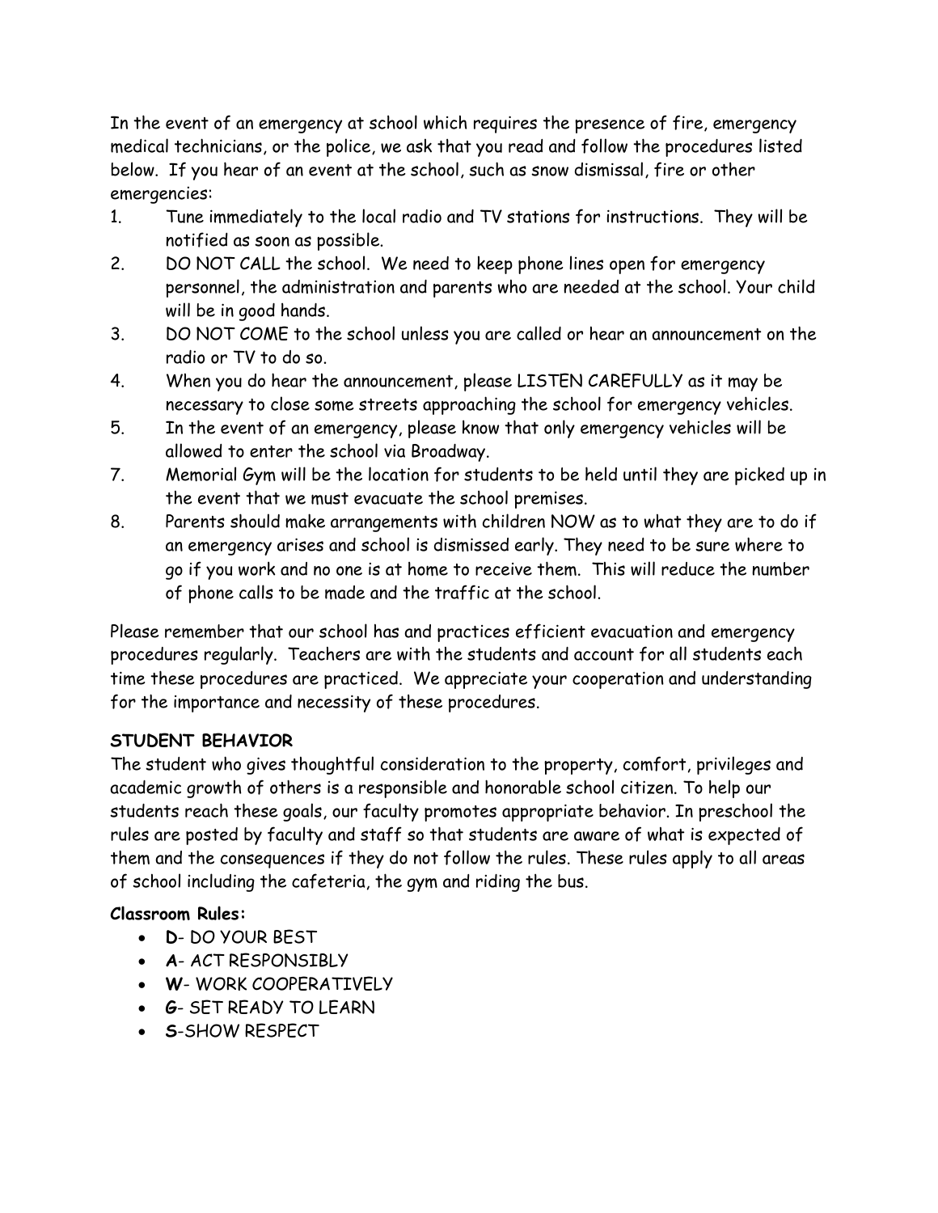In the event of an emergency at school which requires the presence of fire, emergency medical technicians, or the police, we ask that you read and follow the procedures listed below. If you hear of an event at the school, such as snow dismissal, fire or other emergencies:

1. Tune immediately to the local radio and TV stations for instructions. They will be notified as soon as possible.
2. DO NOT CALL the school. We need to keep phone lines open for emergency personnel, the administration and parents who are needed at the school. Your child will be in good hands.
3. DO NOT COME to the school unless you are called or hear an announcement on the radio or TV to do so.
4. When you do hear the announcement, please LISTEN CAREFULLY as it may be necessary to close some streets approaching the school for emergency vehicles.
5. In the event of an emergency, please know that only emergency vehicles will be allowed to enter the school via Broadway.
7. Memorial Gym will be the location for students to be held until they are picked up in the event that we must evacuate the school premises.
8. Parents should make arrangements with children NOW as to what they are to do if an emergency arises and school is dismissed early. They need to be sure where to go if you work and no one is at home to receive them. This will reduce the number of phone calls to be made and the traffic at the school.

Please remember that our school has and practices efficient evacuation and emergency procedures regularly. Teachers are with the students and account for all students each time these procedures are practiced. We appreciate your cooperation and understanding for the importance and necessity of these procedures.

### STUDENT BEHAVIOR

The student who gives thoughtful consideration to the property, comfort, privileges and academic growth of others is a responsible and honorable school citizen. To help our students reach these goals, our faculty promotes appropriate behavior. In preschool the rules are posted by faculty and staff so that students are aware of what is expected of them and the consequences if they do not follow the rules. These rules apply to all areas of school including the cafeteria, the gym and riding the bus.

**Classroom Rules:**

- **D**- DO YOUR BEST
- **A**- ACT RESPONSIBLY
- **W**- WORK COOPERATIVELY
- **G**- SET READY TO LEARN
- **S**-SHOW RESPECT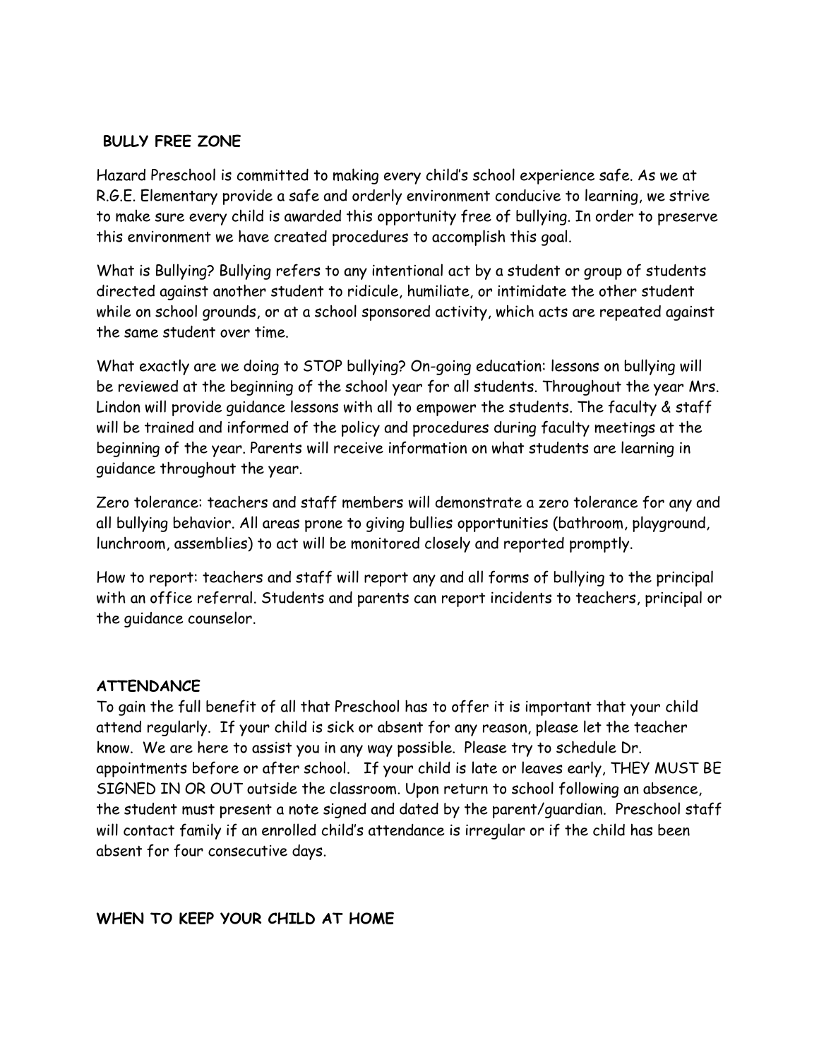## BULLY FREE ZONE

Hazard Preschool is committed to making every child's school experience safe. As we at R.G.E. Elementary provide a safe and orderly environment conducive to learning, we strive to make sure every child is awarded this opportunity free of bullying. In order to preserve this environment we have created procedures to accomplish this goal.

What is Bullying? Bullying refers to any intentional act by a student or group of students directed against another student to ridicule, humiliate, or intimidate the other student while on school grounds, or at a school sponsored activity, which acts are repeated against the same student over time.

What exactly are we doing to STOP bullying? On-going education: lessons on bullying will be reviewed at the beginning of the school year for all students. Throughout the year Mrs. Lindon will provide guidance lessons with all to empower the students. The faculty & staff will be trained and informed of the policy and procedures during faculty meetings at the beginning of the year. Parents will receive information on what students are learning in guidance throughout the year.

Zero tolerance: teachers and staff members will demonstrate a zero tolerance for any and all bullying behavior. All areas prone to giving bullies opportunities (bathroom, playground, lunchroom, assemblies) to act will be monitored closely and reported promptly.

How to report: teachers and staff will report any and all forms of bullying to the principal with an office referral. Students and parents can report incidents to teachers, principal or the guidance counselor.

## ATTENDANCE

To gain the full benefit of all that Preschool has to offer it is important that your child attend regularly. If your child is sick or absent for any reason, please let the teacher know. We are here to assist you in any way possible. Please try to schedule Dr. appointments before or after school. If your child is late or leaves early, THEY MUST BE SIGNED IN OR OUT outside the classroom. Upon return to school following an absence, the student must present a note signed and dated by the parent/guardian. Preschool staff will contact family if an enrolled child's attendance is irregular or if the child has been absent for four consecutive days.

## WHEN TO KEEP YOUR CHILD AT HOME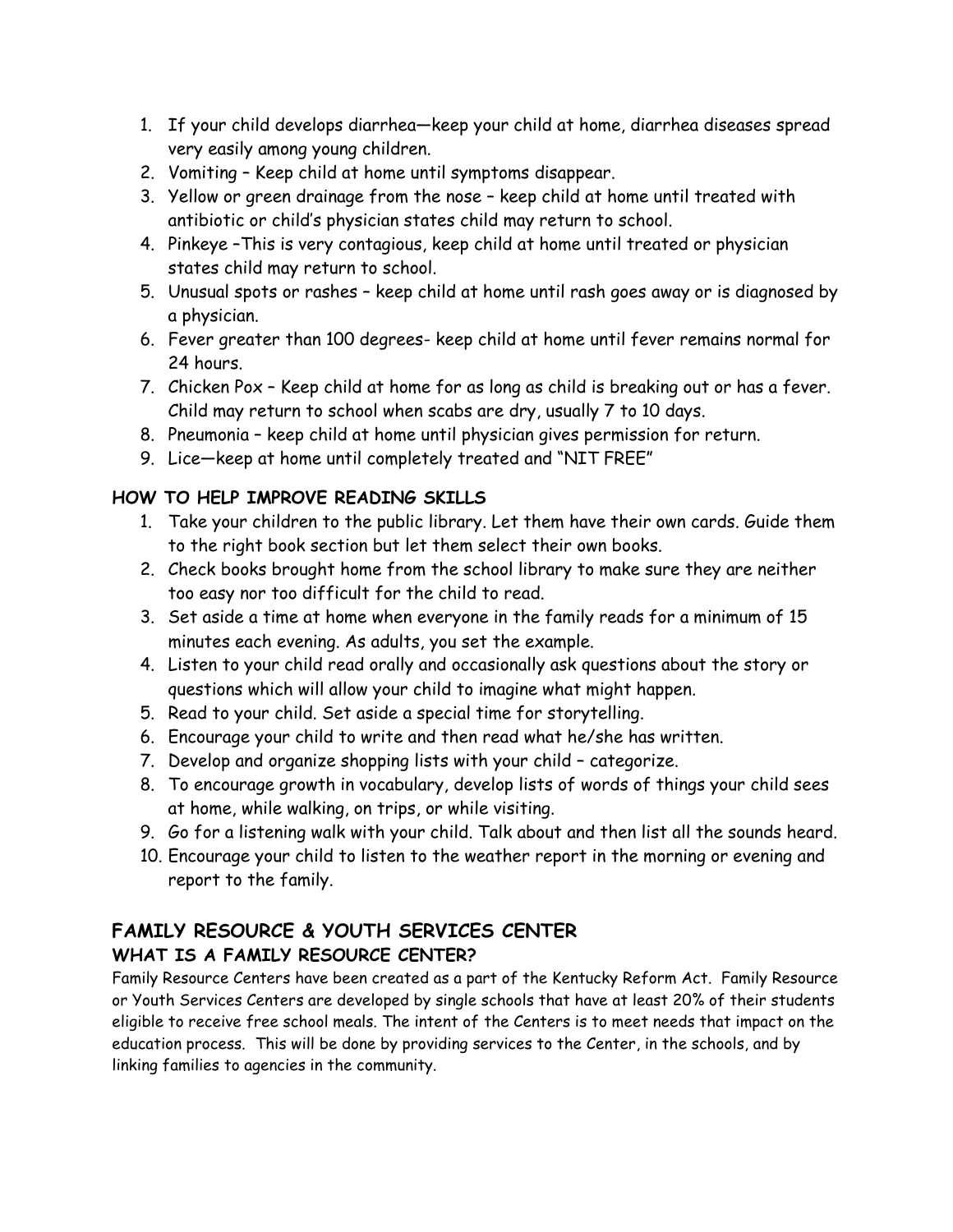1. If your child develops diarrhea—keep your child at home, diarrhea diseases spread very easily among young children.
2. Vomiting – Keep child at home until symptoms disappear.
3. Yellow or green drainage from the nose – keep child at home until treated with antibiotic or child's physician states child may return to school.
4. Pinkeye –This is very contagious, keep child at home until treated or physician states child may return to school.
5. Unusual spots or rashes – keep child at home until rash goes away or is diagnosed by a physician.
6. Fever greater than 100 degrees- keep child at home until fever remains normal for 24 hours.
7. Chicken Pox – Keep child at home for as long as child is breaking out or has a fever. Child may return to school when scabs are dry, usually 7 to 10 days.
8. Pneumonia – keep child at home until physician gives permission for return.
9. Lice—keep at home until completely treated and "NIT FREE"

### HOW TO HELP IMPROVE READING SKILLS

1. Take your children to the public library. Let them have their own cards. Guide them to the right book section but let them select their own books.
2. Check books brought home from the school library to make sure they are neither too easy nor too difficult for the child to read.
3. Set aside a time at home when everyone in the family reads for a minimum of 15 minutes each evening. As adults, you set the example.
4. Listen to your child read orally and occasionally ask questions about the story or questions which will allow your child to imagine what might happen.
5. Read to your child. Set aside a special time for storytelling.
6. Encourage your child to write and then read what he/she has written.
7. Develop and organize shopping lists with your child – categorize.
8. To encourage growth in vocabulary, develop lists of words of things your child sees at home, while walking, on trips, or while visiting.
9. Go for a listening walk with your child. Talk about and then list all the sounds heard.
10. Encourage your child to listen to the weather report in the morning or evening and report to the family.

## FAMILY RESOURCE & YOUTH SERVICES CENTER

### WHAT IS A FAMILY RESOURCE CENTER?

Family Resource Centers have been created as a part of the Kentucky Reform Act. Family Resource or Youth Services Centers are developed by single schools that have at least 20% of their students eligible to receive free school meals. The intent of the Centers is to meet needs that impact on the education process. This will be done by providing services to the Center, in the schools, and by linking families to agencies in the community.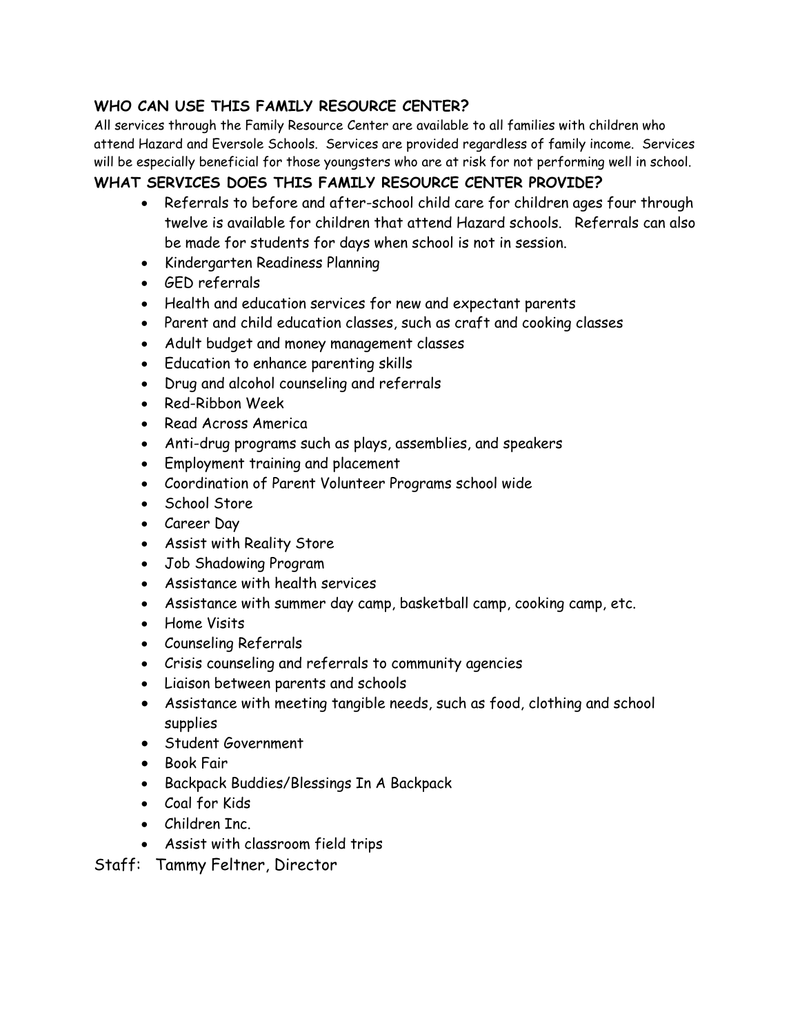## WHO CAN USE THIS FAMILY RESOURCE CENTER?

All services through the Family Resource Center are available to all families with children who attend Hazard and Eversole Schools. Services are provided regardless of family income. Services will be especially beneficial for those youngsters who are at risk for not performing well in school.

## WHAT SERVICES DOES THIS FAMILY RESOURCE CENTER PROVIDE?

- Referrals to before and after-school child care for children ages four through twelve is available for children that attend Hazard schools. Referrals can also be made for students for days when school is not in session.
- Kindergarten Readiness Planning
- GED referrals
- Health and education services for new and expectant parents
- Parent and child education classes, such as craft and cooking classes
- Adult budget and money management classes
- Education to enhance parenting skills
- Drug and alcohol counseling and referrals
- Red-Ribbon Week
- Read Across America
- Anti-drug programs such as plays, assemblies, and speakers
- Employment training and placement
- Coordination of Parent Volunteer Programs school wide
- School Store
- Career Day
- Assist with Reality Store
- Job Shadowing Program
- Assistance with health services
- Assistance with summer day camp, basketball camp, cooking camp, etc.
- Home Visits
- Counseling Referrals
- Crisis counseling and referrals to community agencies
- Liaison between parents and schools
- Assistance with meeting tangible needs, such as food, clothing and school supplies
- Student Government
- Book Fair
- Backpack Buddies/Blessings In A Backpack
- Coal for Kids
- Children Inc.
- Assist with classroom field trips

Staff: Tammy Feltner, Director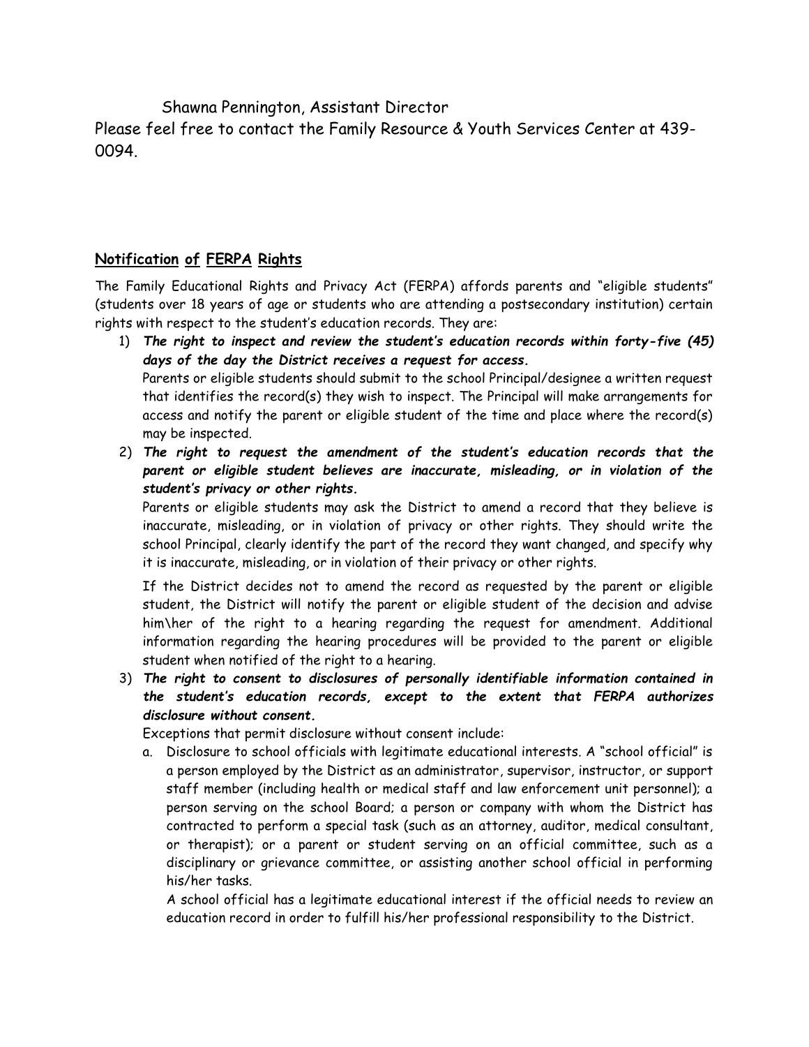Shawna Pennington, Assistant Director

Please feel free to contact the Family Resource & Youth Services Center at 439-0094.

## Notification of FERPA Rights

The Family Educational Rights and Privacy Act (FERPA) affords parents and "eligible students" (students over 18 years of age or students who are attending a postsecondary institution) certain rights with respect to the student's education records. They are:

1) ***The right to inspect and review the student's education records within forty-five (45) days of the day the District receives a request for access.***
   Parents or eligible students should submit to the school Principal/designee a written request that identifies the record(s) they wish to inspect. The Principal will make arrangements for access and notify the parent or eligible student of the time and place where the record(s) may be inspected.

2) ***The right to request the amendment of the student's education records that the parent or eligible student believes are inaccurate, misleading, or in violation of the student's privacy or other rights.***
   Parents or eligible students may ask the District to amend a record that they believe is inaccurate, misleading, or in violation of privacy or other rights. They should write the school Principal, clearly identify the part of the record they want changed, and specify why it is inaccurate, misleading, or in violation of their privacy or other rights.

   If the District decides not to amend the record as requested by the parent or eligible student, the District will notify the parent or eligible student of the decision and advise him\her of the right to a hearing regarding the request for amendment. Additional information regarding the hearing procedures will be provided to the parent or eligible student when notified of the right to a hearing.

3) ***The right to consent to disclosures of personally identifiable information contained in the student's education records, except to the extent that FERPA authorizes disclosure without consent.***
   Exceptions that permit disclosure without consent include:

   a. Disclosure to school officials with legitimate educational interests. A "school official" is a person employed by the District as an administrator, supervisor, instructor, or support staff member (including health or medical staff and law enforcement unit personnel); a person serving on the school Board; a person or company with whom the District has contracted to perform a special task (such as an attorney, auditor, medical consultant, or therapist); or a parent or student serving on an official committee, such as a disciplinary or grievance committee, or assisting another school official in performing his/her tasks.
      A school official has a legitimate educational interest if the official needs to review an education record in order to fulfill his/her professional responsibility to the District.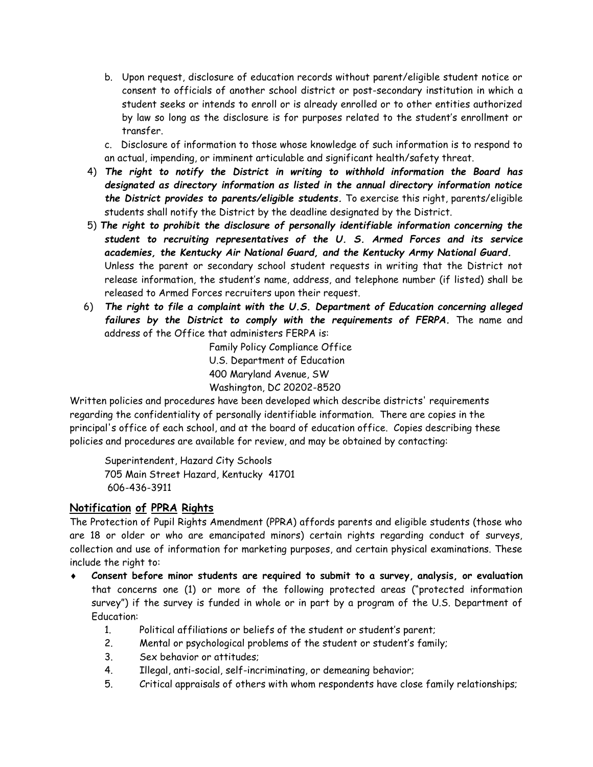b. Upon request, disclosure of education records without parent/eligible student notice or consent to officials of another school district or post-secondary institution in which a student seeks or intends to enroll or is already enrolled or to other entities authorized by law so long as the disclosure is for purposes related to the student's enrollment or transfer.

c. Disclosure of information to those whose knowledge of such information is to respond to an actual, impending, or imminent articulable and significant health/safety threat.

4) ***The right to notify the District in writing to withhold information the Board has designated as directory information as listed in the annual directory information notice the District provides to parents/eligible students.*** To exercise this right, parents/eligible students shall notify the District by the deadline designated by the District.

5) ***The right to prohibit the disclosure of personally identifiable information concerning the student to recruiting representatives of the U. S. Armed Forces and its service academies, the Kentucky Air National Guard, and the Kentucky Army National Guard.*** Unless the parent or secondary school student requests in writing that the District not release information, the student's name, address, and telephone number (if listed) shall be released to Armed Forces recruiters upon their request.

6) ***The right to file a complaint with the U.S. Department of Education concerning alleged failures by the District to comply with the requirements of FERPA.*** The name and address of the Office that administers FERPA is:

Family Policy Compliance Office
U.S. Department of Education
400 Maryland Avenue, SW
Washington, DC 20202-8520

Written policies and procedures have been developed which describe districts' requirements regarding the confidentiality of personally identifiable information. There are copies in the principal's office of each school, and at the board of education office. Copies describing these policies and procedures are available for review, and may be obtained by contacting:

Superintendent, Hazard City Schools
705 Main Street Hazard, Kentucky 41701
606-436-3911

## Notification of PPRA Rights

The Protection of Pupil Rights Amendment (PPRA) affords parents and eligible students (those who are 18 or older or who are emancipated minors) certain rights regarding conduct of surveys, collection and use of information for marketing purposes, and certain physical examinations. These include the right to:

- **Consent before minor students are required to submit to a survey, analysis, or evaluation** that concerns one (1) or more of the following protected areas ("protected information survey") if the survey is funded in whole or in part by a program of the U.S. Department of Education:
  1. Political affiliations or beliefs of the student or student's parent;
  2. Mental or psychological problems of the student or student's family;
  3. Sex behavior or attitudes;
  4. Illegal, anti-social, self-incriminating, or demeaning behavior;
  5. Critical appraisals of others with whom respondents have close family relationships;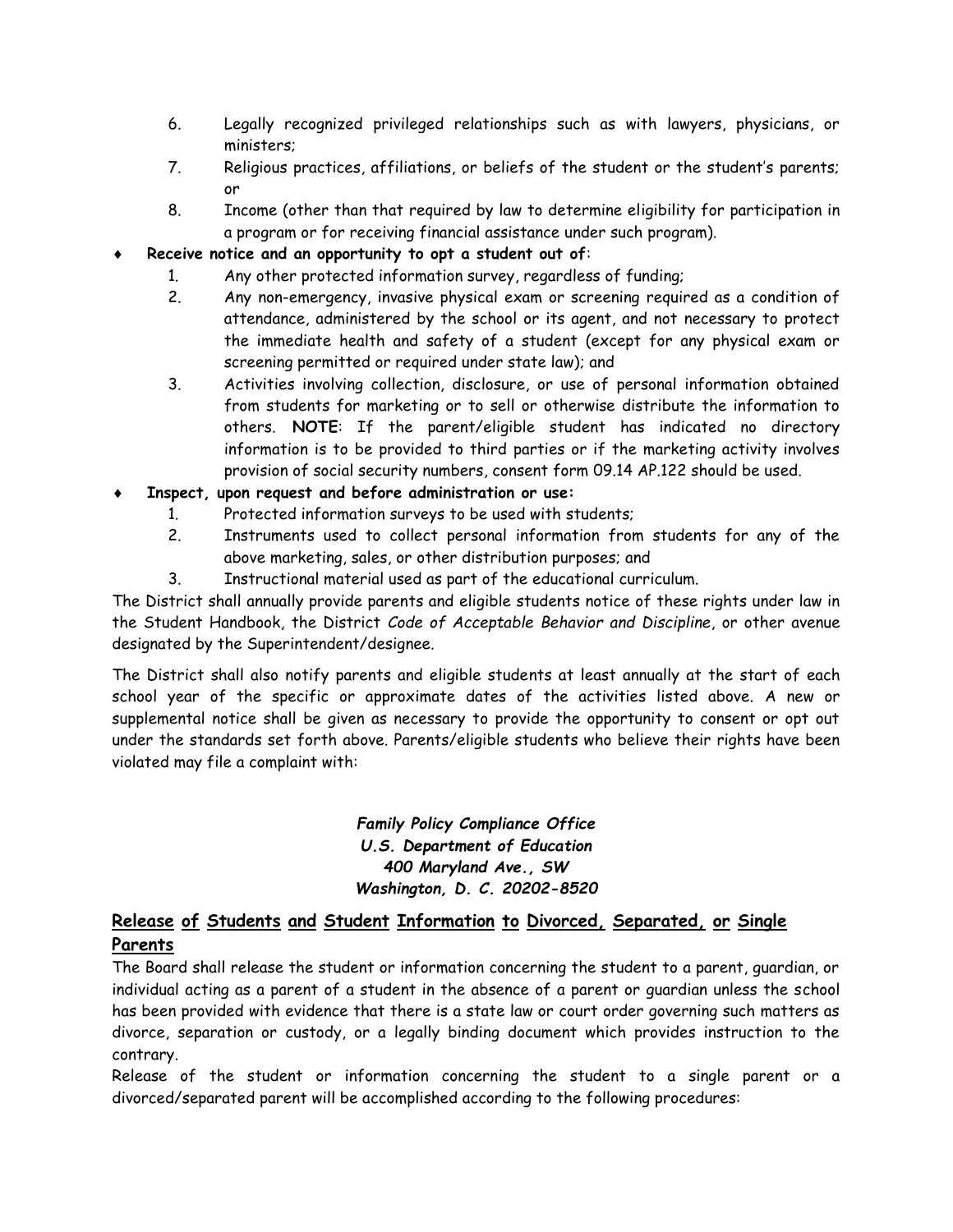6. Legally recognized privileged relationships such as with lawyers, physicians, or ministers;
7. Religious practices, affiliations, or beliefs of the student or the student's parents; or
8. Income (other than that required by law to determine eligibility for participation in a program or for receiving financial assistance under such program).

- **Receive notice and an opportunity to opt a student out of**:
    1. Any other protected information survey, regardless of funding;
    2. Any non-emergency, invasive physical exam or screening required as a condition of attendance, administered by the school or its agent, and not necessary to protect the immediate health and safety of a student (except for any physical exam or screening permitted or required under state law); and
    3. Activities involving collection, disclosure, or use of personal information obtained from students for marketing or to sell or otherwise distribute the information to others. **NOTE**: If the parent/eligible student has indicated no directory information is to be provided to third parties or if the marketing activity involves provision of social security numbers, consent form 09.14 AP.122 should be used.
- **Inspect, upon request and before administration or use:**
    1. Protected information surveys to be used with students;
    2. Instruments used to collect personal information from students for any of the above marketing, sales, or other distribution purposes; and
    3. Instructional material used as part of the educational curriculum.

The District shall annually provide parents and eligible students notice of these rights under law in the Student Handbook, the District *Code of Acceptable Behavior and Discipline*, or other avenue designated by the Superintendent/designee.

The District shall also notify parents and eligible students at least annually at the start of each school year of the specific or approximate dates of the activities listed above. A new or supplemental notice shall be given as necessary to provide the opportunity to consent or opt out under the standards set forth above. Parents/eligible students who believe their rights have been violated may file a complaint with:

***Family Policy Compliance Office***
***U.S. Department of Education***
***400 Maryland Ave., SW***
***Washington, D. C. 20202-8520***

## Release of Students and Student Information to Divorced, Separated, or Single Parents

The Board shall release the student or information concerning the student to a parent, guardian, or individual acting as a parent of a student in the absence of a parent or guardian unless the school has been provided with evidence that there is a state law or court order governing such matters as divorce, separation or custody, or a legally binding document which provides instruction to the contrary.

Release of the student or information concerning the student to a single parent or a divorced/separated parent will be accomplished according to the following procedures: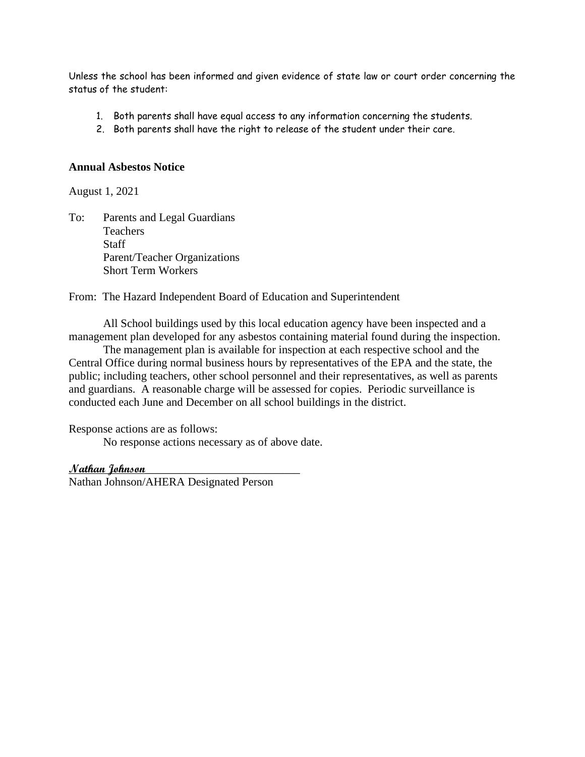Unless the school has been informed and given evidence of state law or court order concerning the status of the student:

1. Both parents shall have equal access to any information concerning the students.
2. Both parents shall have the right to release of the student under their care.

**Annual Asbestos Notice**

August 1, 2021

To: Parents and Legal Guardians
Teachers
Staff
Parent/Teacher Organizations
Short Term Workers

From: The Hazard Independent Board of Education and Superintendent

All School buildings used by this local education agency have been inspected and a management plan developed for any asbestos containing material found during the inspection.

The management plan is available for inspection at each respective school and the Central Office during normal business hours by representatives of the EPA and the state, the public; including teachers, other school personnel and their representatives, as well as parents and guardians. A reasonable charge will be assessed for copies. Periodic surveillance is conducted each June and December on all school buildings in the district.

Response actions are as follows:

No response actions necessary as of above date.

*Nathan Johnson*

Nathan Johnson/AHERA Designated Person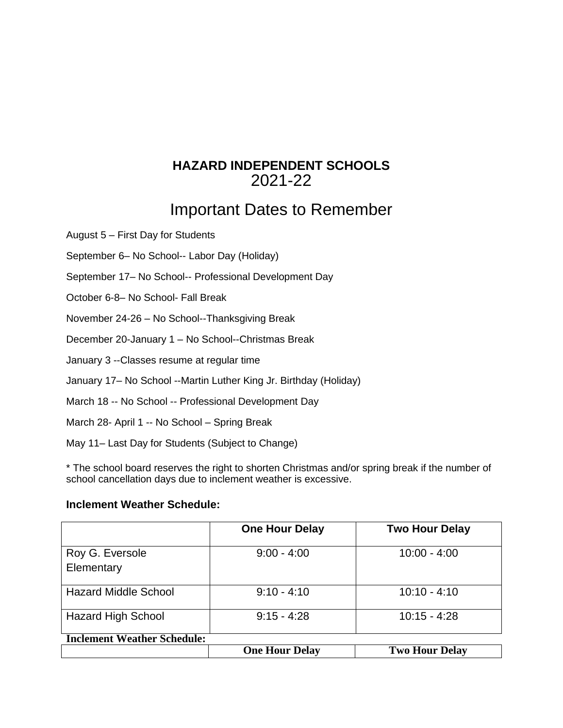# HAZARD INDEPENDENT SCHOOLS
## 2021-22

## Important Dates to Remember

August 5 – First Day for Students

September 6– No School-- Labor Day (Holiday)

September 17– No School-- Professional Development Day

October 6-8– No School- Fall Break

November 24-26 – No School--Thanksgiving Break

December 20-January 1 – No School--Christmas Break

January 3 --Classes resume at regular time

January 17– No School --Martin Luther King Jr. Birthday (Holiday)

March 18 -- No School -- Professional Development Day

March 28- April 1 -- No School – Spring Break

May 11– Last Day for Students (Subject to Change)

* The school board reserves the right to shorten Christmas and/or spring break if the number of school cancellation days due to inclement weather is excessive.

**Inclement Weather Schedule:**

| | One Hour Delay | Two Hour Delay |
|---|---|---|
| Roy G. Eversole Elementary | 9:00 - 4:00 | 10:00 - 4:00 |
| Hazard Middle School | 9:10 - 4:10 | 10:10 - 4:10 |
| Hazard High School | 9:15 - 4:28 | 10:15 - 4:28 |

**Inclement Weather Schedule:**

| | One Hour Delay | Two Hour Delay |
|---|---|---|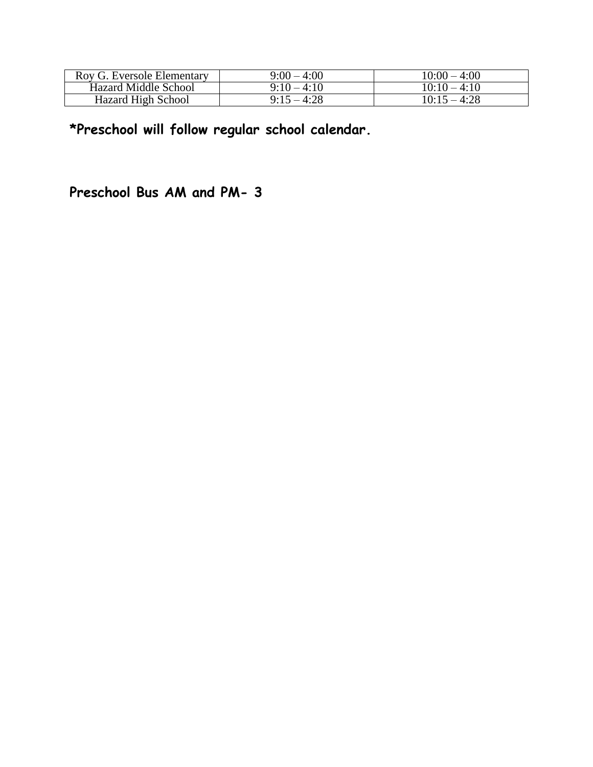| | | |
|---|---|---|
| Roy G. Eversole Elementary | 9:00 – 4:00 | 10:00 – 4:00 |
| Hazard Middle School | 9:10 – 4:10 | 10:10 – 4:10 |
| Hazard High School | 9:15 – 4:28 | 10:15 – 4:28 |

**\*Preschool will follow regular school calendar.**

**Preschool Bus AM and PM- 3**